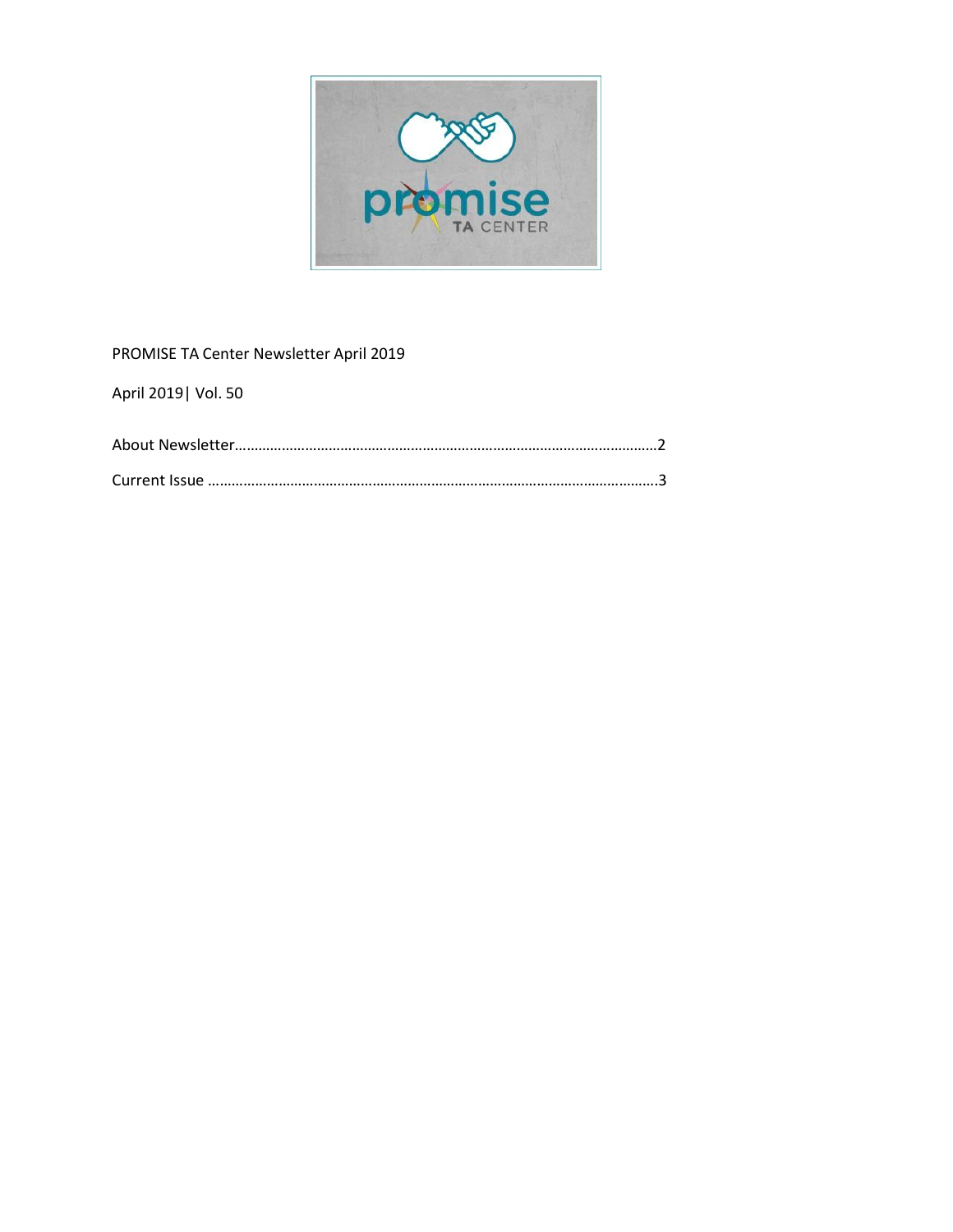PROMISE TA Center Newsletter April 2019

April 2019| Vol. 50

About Newsletter……………………………………………………………………………………………2

Current Issue ……………………………………………………………………………………………….3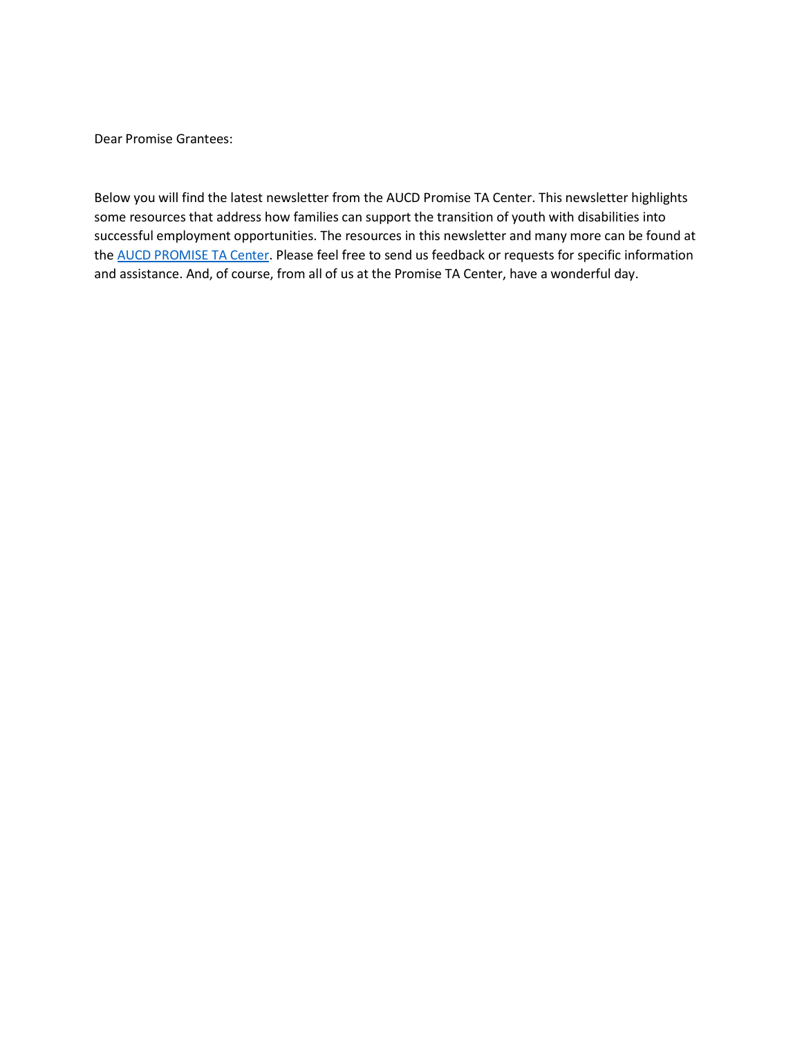Dear Promise Grantees:

Below you will find the latest newsletter from the AUCD Promise TA Center. This newsletter highlights some resources that address how families can support the transition of youth with disabilities into successful employment opportunities. The resources in this newsletter and many more can be found at the AUCD PROMISE TA Center. Please feel free to send us feedback or requests for specific information and assistance. And, of course, from all of us at the Promise TA Center, have a wonderful day.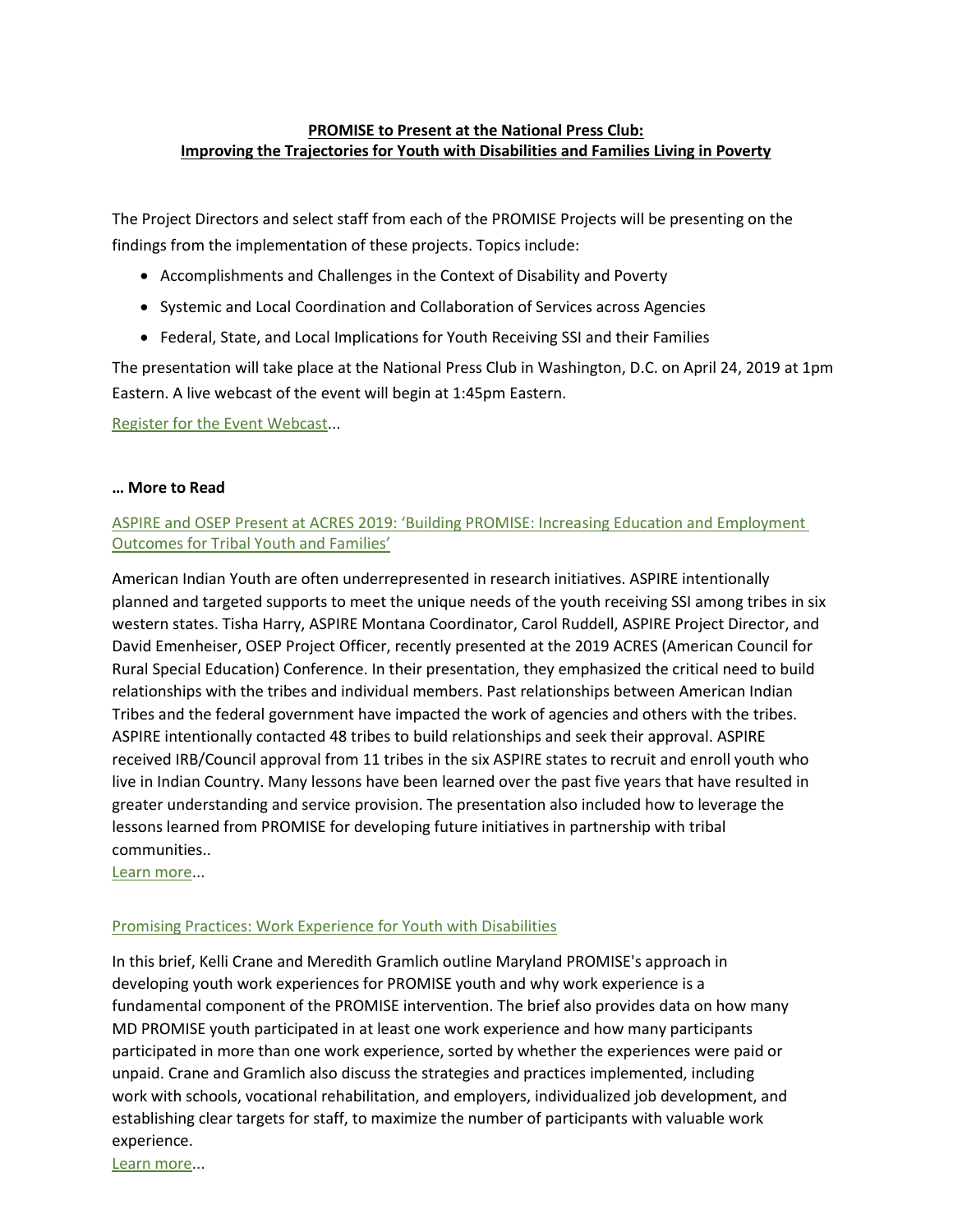**PROMISE to Present at the National Press Club:**
**Improving the Trajectories for Youth with Disabilities and Families Living in Poverty**

The Project Directors and select staff from each of the PROMISE Projects will be presenting on the findings from the implementation of these projects. Topics include:

- Accomplishments and Challenges in the Context of Disability and Poverty
- Systemic and Local Coordination and Collaboration of Services across Agencies
- Federal, State, and Local Implications for Youth Receiving SSI and their Families

The presentation will take place at the National Press Club in Washington, D.C. on April 24, 2019 at 1pm Eastern. A live webcast of the event will begin at 1:45pm Eastern.

Register for the Event Webcast...

**… More to Read**

ASPIRE and OSEP Present at ACRES 2019: 'Building PROMISE: Increasing Education and Employment Outcomes for Tribal Youth and Families'

American Indian Youth are often underrepresented in research initiatives. ASPIRE intentionally planned and targeted supports to meet the unique needs of the youth receiving SSI among tribes in six western states. Tisha Harry, ASPIRE Montana Coordinator, Carol Ruddell, ASPIRE Project Director, and David Emenheiser, OSEP Project Officer, recently presented at the 2019 ACRES (American Council for Rural Special Education) Conference. In their presentation, they emphasized the critical need to build relationships with the tribes and individual members. Past relationships between American Indian Tribes and the federal government have impacted the work of agencies and others with the tribes. ASPIRE intentionally contacted 48 tribes to build relationships and seek their approval. ASPIRE received IRB/Council approval from 11 tribes in the six ASPIRE states to recruit and enroll youth who live in Indian Country. Many lessons have been learned over the past five years that have resulted in greater understanding and service provision. The presentation also included how to leverage the lessons learned from PROMISE for developing future initiatives in partnership with tribal communities..
Learn more...

Promising Practices: Work Experience for Youth with Disabilities

In this brief, Kelli Crane and Meredith Gramlich outline Maryland PROMISE's approach in developing youth work experiences for PROMISE youth and why work experience is a fundamental component of the PROMISE intervention. The brief also provides data on how many MD PROMISE youth participated in at least one work experience and how many participants participated in more than one work experience, sorted by whether the experiences were paid or unpaid. Crane and Gramlich also discuss the strategies and practices implemented, including work with schools, vocational rehabilitation, and employers, individualized job development, and establishing clear targets for staff, to maximize the number of participants with valuable work experience.
Learn more...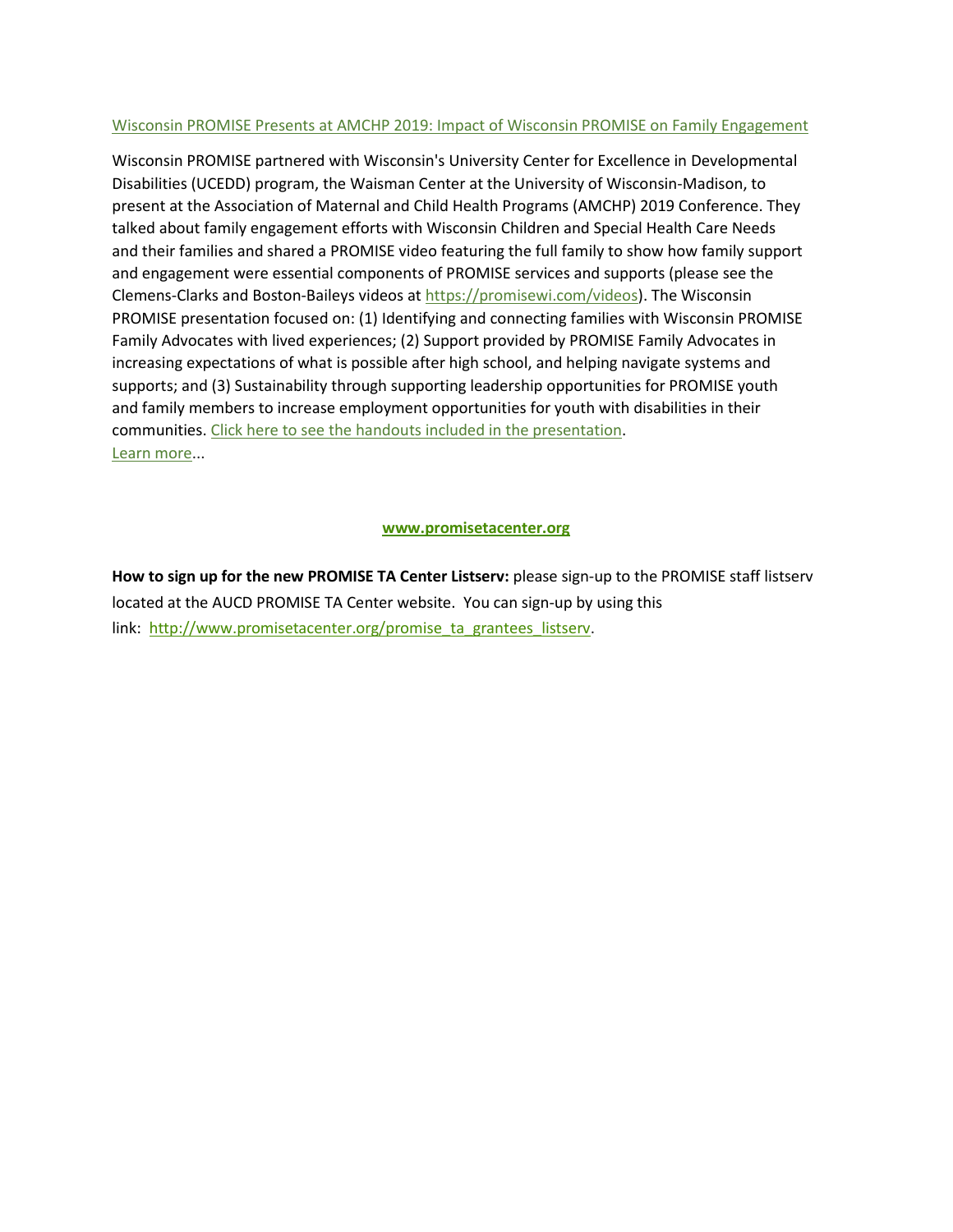[Wisconsin PROMISE Presents at AMCHP 2019: Impact of Wisconsin PROMISE on Family Engagement]

Wisconsin PROMISE partnered with Wisconsin's University Center for Excellence in Developmental Disabilities (UCEDD) program, the Waisman Center at the University of Wisconsin-Madison, to present at the Association of Maternal and Child Health Programs (AMCHP) 2019 Conference. They talked about family engagement efforts with Wisconsin Children and Special Health Care Needs and their families and shared a PROMISE video featuring the full family to show how family support and engagement were essential components of PROMISE services and supports (please see the Clemens-Clarks and Boston-Baileys videos at https://promisewi.com/videos). The Wisconsin PROMISE presentation focused on: (1) Identifying and connecting families with Wisconsin PROMISE Family Advocates with lived experiences; (2) Support provided by PROMISE Family Advocates in increasing expectations of what is possible after high school, and helping navigate systems and supports; and (3) Sustainability through supporting leadership opportunities for PROMISE youth and family members to increase employment opportunities for youth with disabilities in their communities. Click here to see the handouts included in the presentation.
Learn more...

**www.promisetacenter.org**

**How to sign up for the new PROMISE TA Center Listserv:** please sign-up to the PROMISE staff listserv located at the AUCD PROMISE TA Center website. You can sign-up by using this link: http://www.promisetacenter.org/promise_ta_grantees_listserv.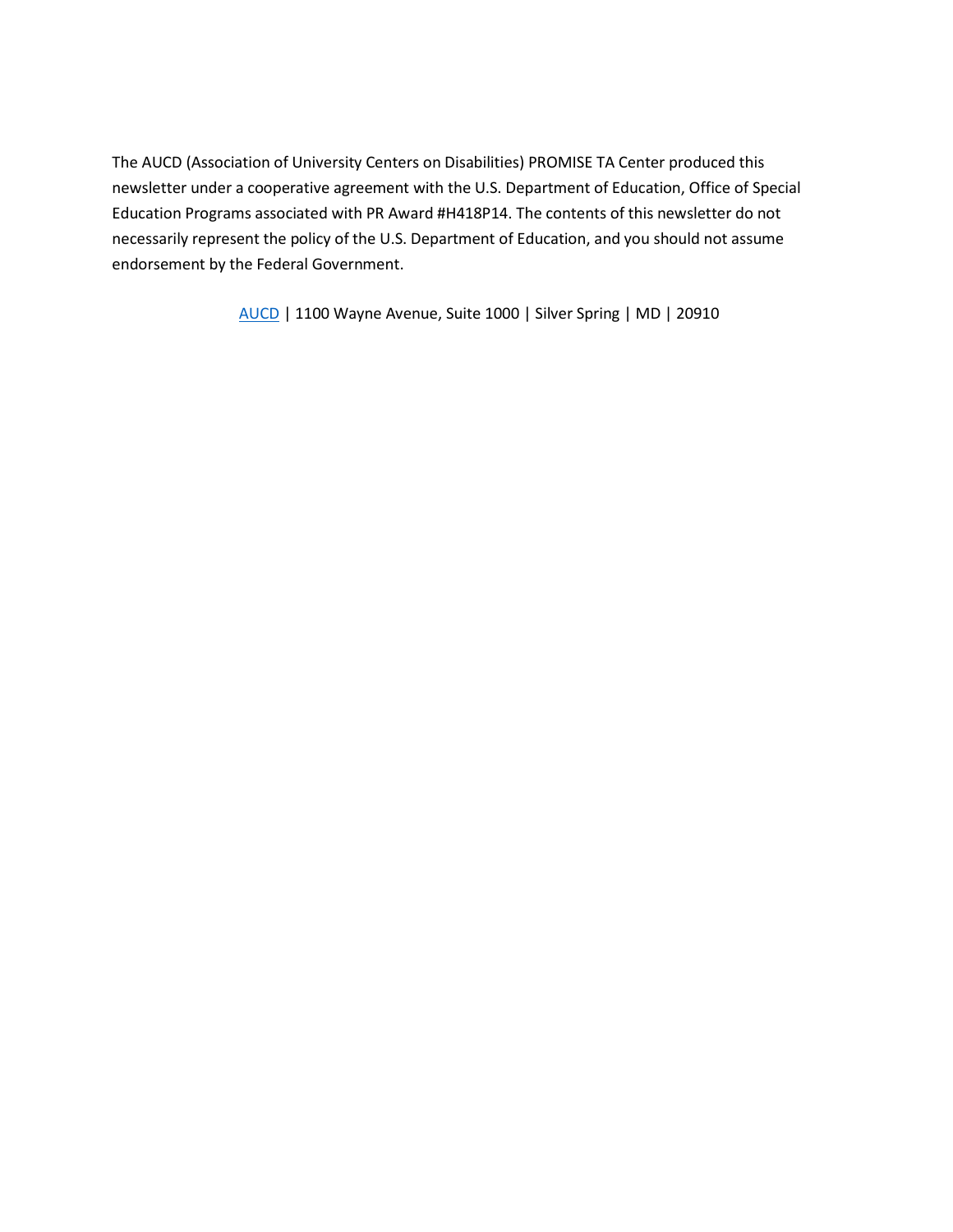The AUCD (Association of University Centers on Disabilities) PROMISE TA Center produced this newsletter under a cooperative agreement with the U.S. Department of Education, Office of Special Education Programs associated with PR Award #H418P14. The contents of this newsletter do not necessarily represent the policy of the U.S. Department of Education, and you should not assume endorsement by the Federal Government.

AUCD | 1100 Wayne Avenue, Suite 1000 | Silver Spring | MD | 20910